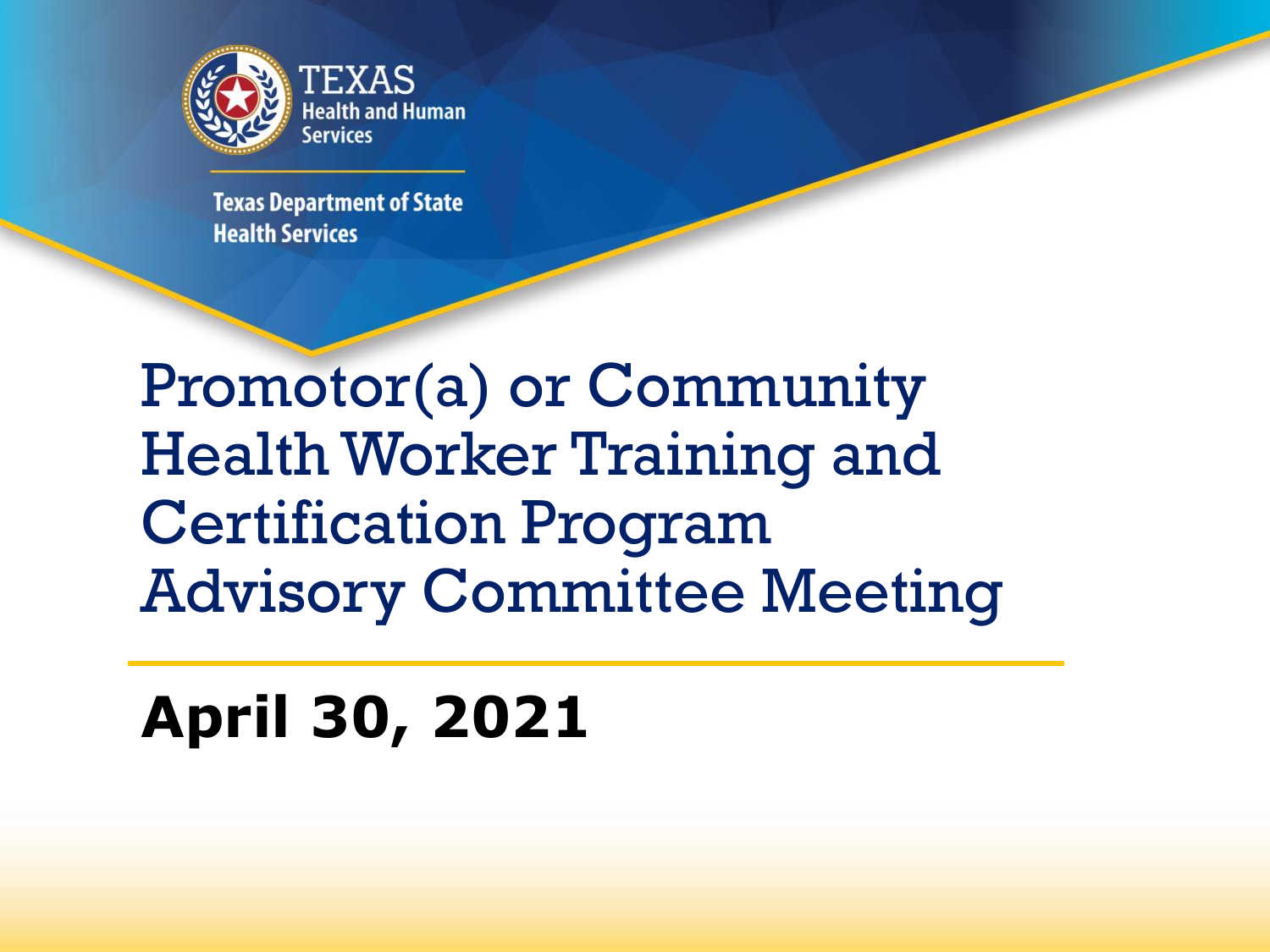TEXAS
Health and Human Services

Texas Department of State Health Services

# Promotor(a) or Community Health Worker Training and Certification Program Advisory Committee Meeting

**April 30, 2021**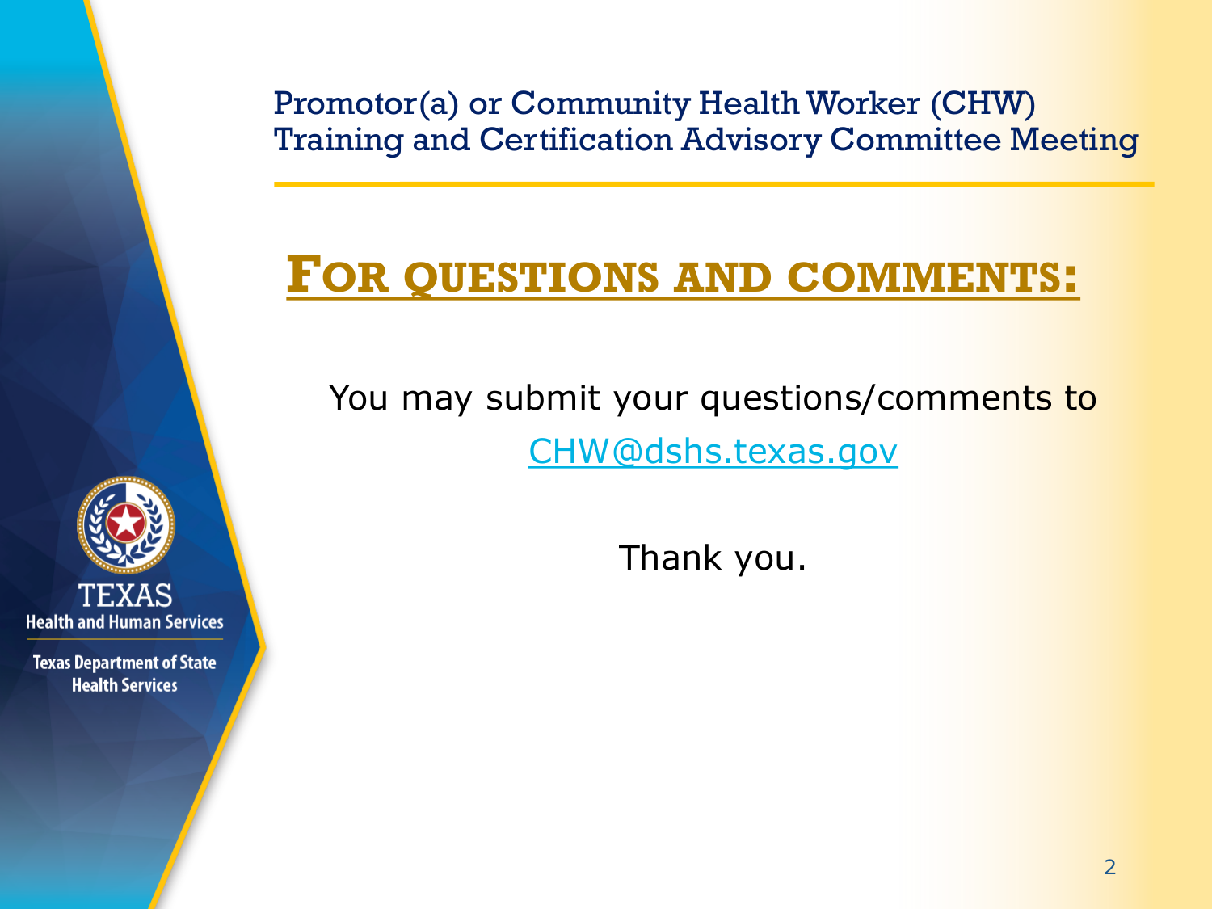Promotor(a) or Community Health Worker (CHW) Training and Certification Advisory Committee Meeting

# FOR QUESTIONS AND COMMENTS:

You may submit your questions/comments to CHW@dshs.texas.gov

Thank you.

TEXAS Health and Human Services

Texas Department of State Health Services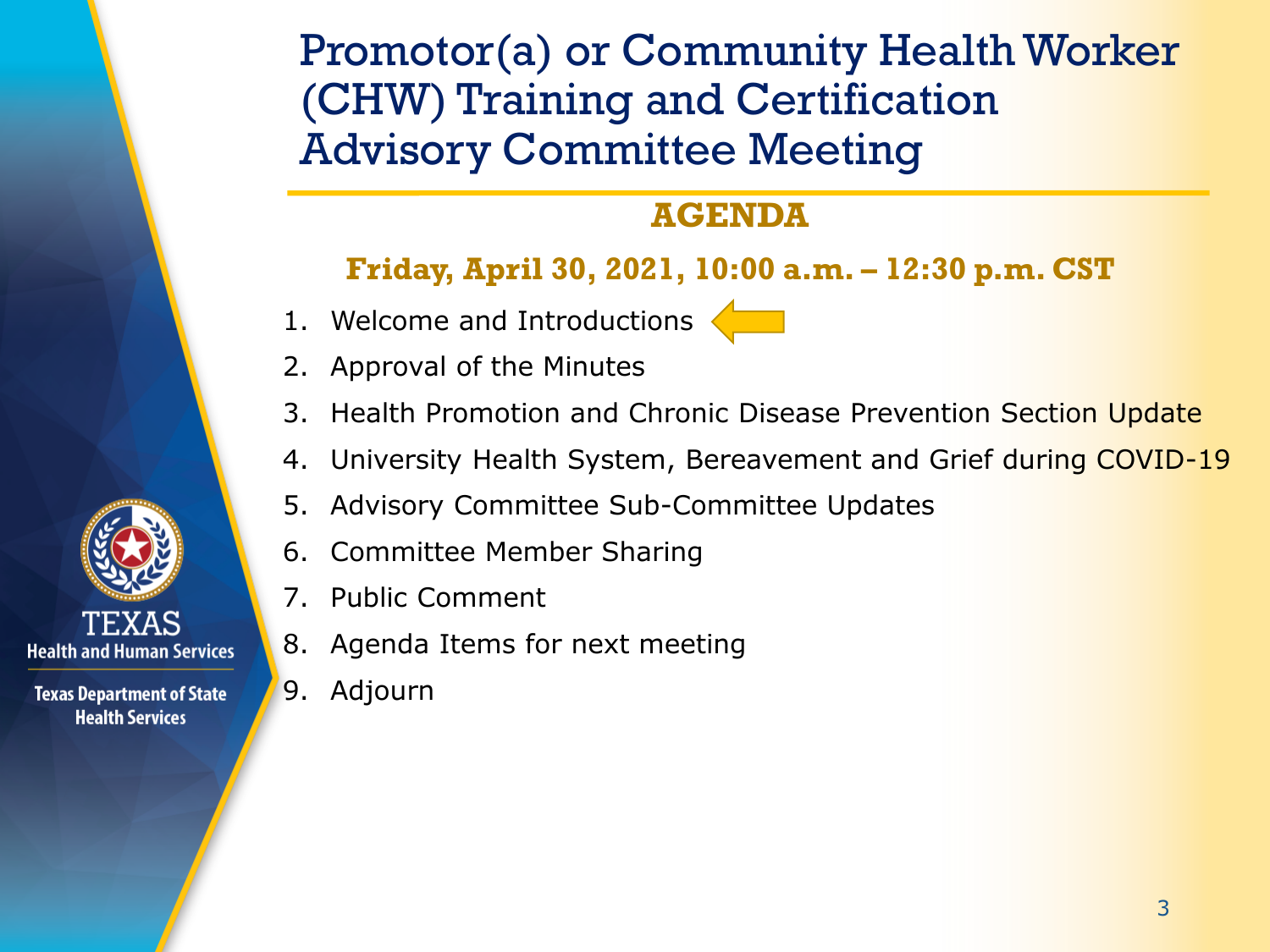# Promotor(a) or Community Health Worker (CHW) Training and Certification Advisory Committee Meeting

## AGENDA

**Friday, April 30, 2021, 10:00 a.m. – 12:30 p.m. CST**

1. Welcome and Introductions
2. Approval of the Minutes
3. Health Promotion and Chronic Disease Prevention Section Update
4. University Health System, Bereavement and Grief during COVID-19
5. Advisory Committee Sub-Committee Updates
6. Committee Member Sharing
7. Public Comment
8. Agenda Items for next meeting
9. Adjourn

TEXAS Health and Human Services

Texas Department of State Health Services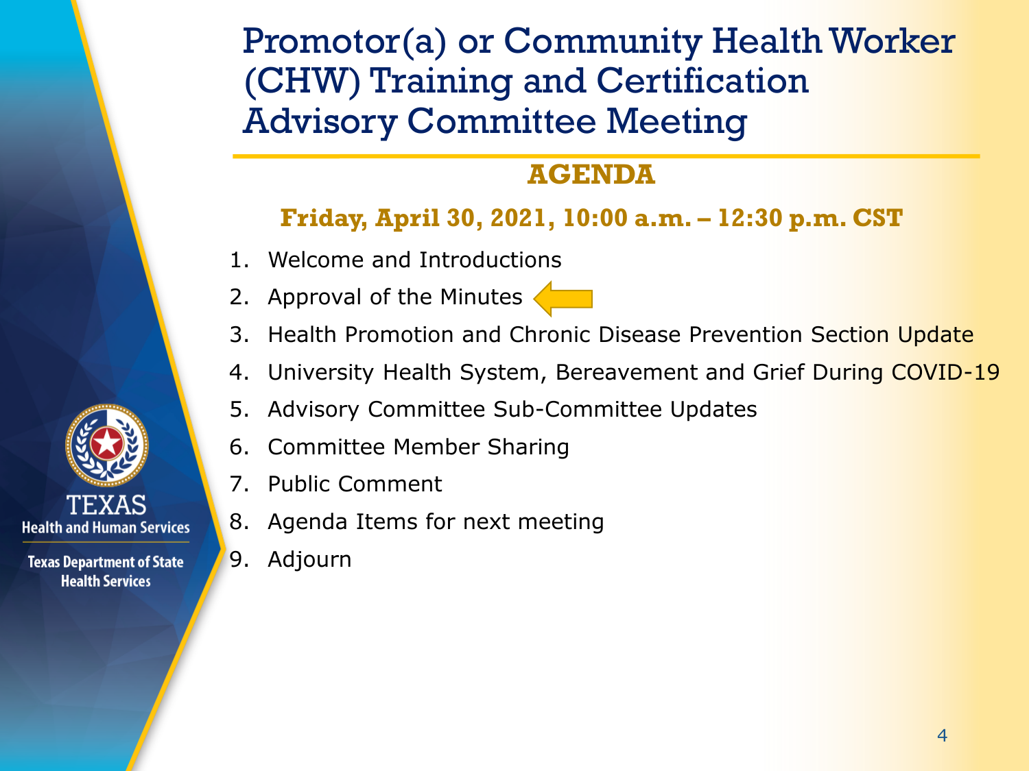# Promotor(a) or Community Health Worker (CHW) Training and Certification Advisory Committee Meeting

## AGENDA

**Friday, April 30, 2021, 10:00 a.m. – 12:30 p.m. CST**

1. Welcome and Introductions
2. Approval of the Minutes
3. Health Promotion and Chronic Disease Prevention Section Update
4. University Health System, Bereavement and Grief During COVID-19
5. Advisory Committee Sub-Committee Updates
6. Committee Member Sharing
7. Public Comment
8. Agenda Items for next meeting
9. Adjourn

TEXAS Health and Human Services

Texas Department of State Health Services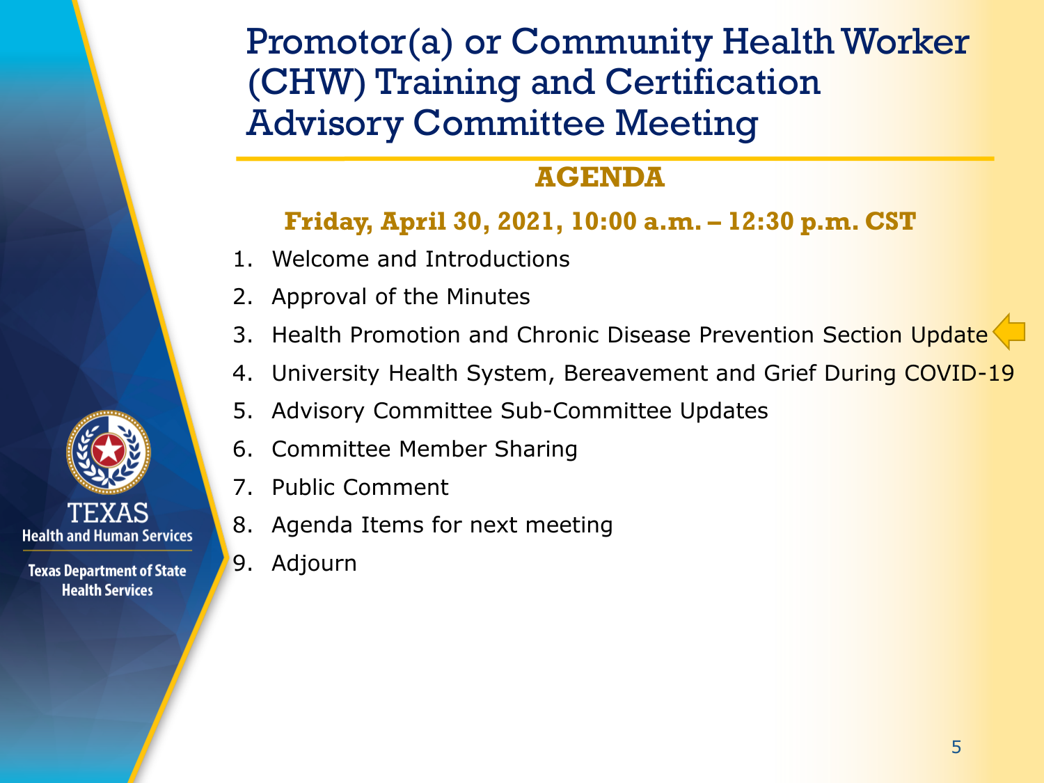# Promotor(a) or Community Health Worker (CHW) Training and Certification Advisory Committee Meeting

## AGENDA

**Friday, April 30, 2021, 10:00 a.m. – 12:30 p.m. CST**

1. Welcome and Introductions
2. Approval of the Minutes
3. Health Promotion and Chronic Disease Prevention Section Update
4. University Health System, Bereavement and Grief During COVID-19
5. Advisory Committee Sub-Committee Updates
6. Committee Member Sharing
7. Public Comment
8. Agenda Items for next meeting
9. Adjourn

TEXAS
Health and Human Services

Texas Department of State Health Services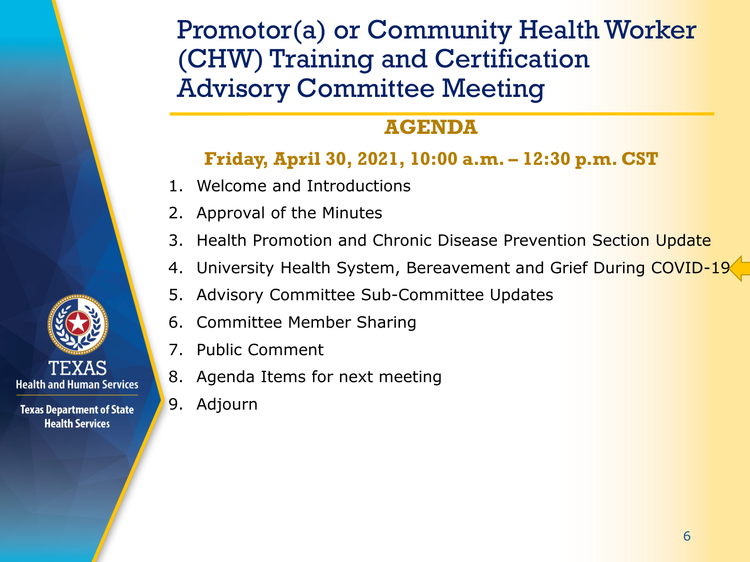# Promotor(a) or Community Health Worker (CHW) Training and Certification Advisory Committee Meeting

## AGENDA

**Friday, April 30, 2021, 10:00 a.m. – 12:30 p.m. CST**

1. Welcome and Introductions
2. Approval of the Minutes
3. Health Promotion and Chronic Disease Prevention Section Update
4. University Health System, Bereavement and Grief During COVID-19
5. Advisory Committee Sub-Committee Updates
6. Committee Member Sharing
7. Public Comment
8. Agenda Items for next meeting
9. Adjourn

TEXAS Health and Human Services

Texas Department of State Health Services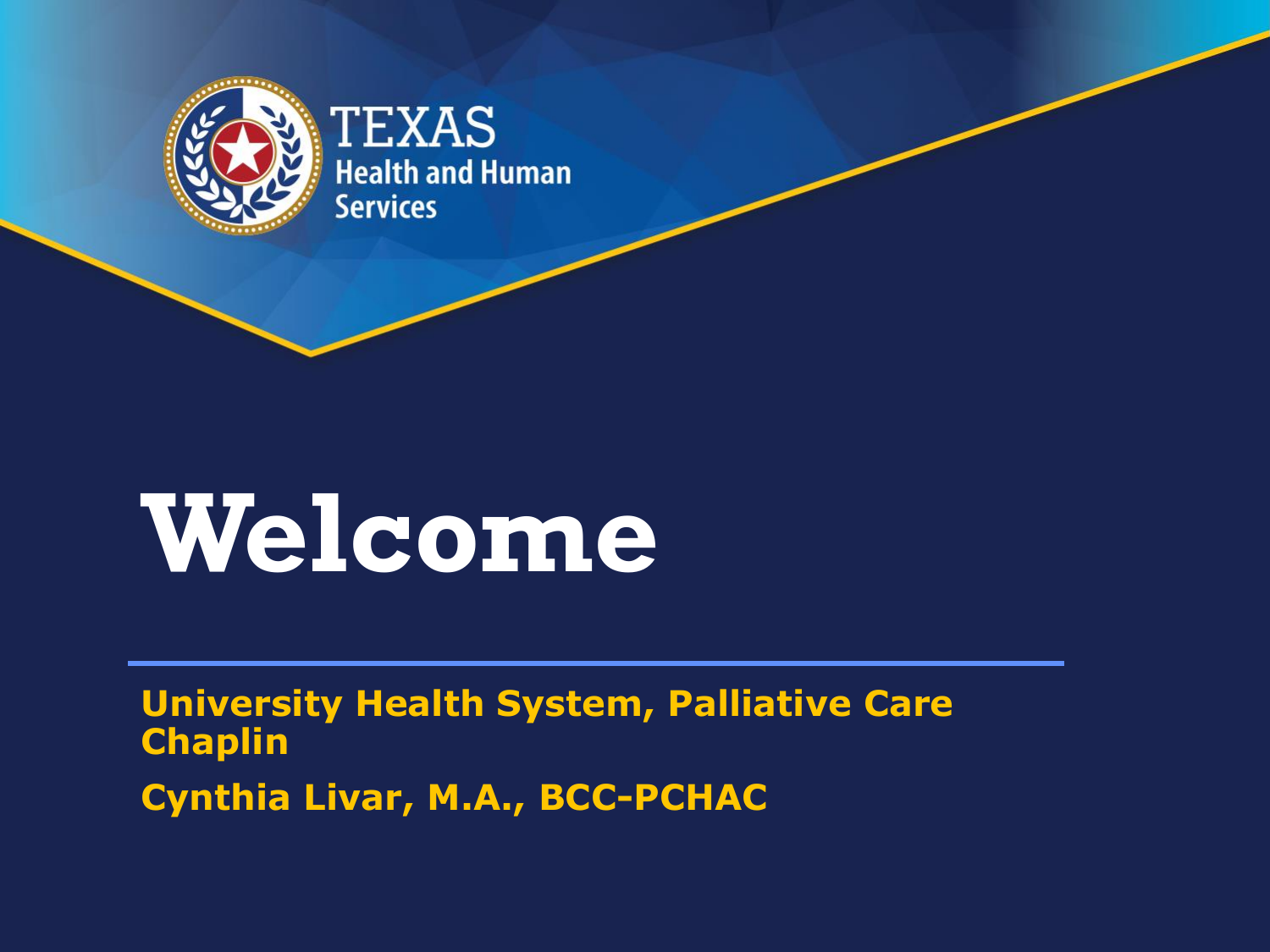TEXAS
Health and Human Services

# Welcome

**University Health System, Palliative Care Chaplin**

**Cynthia Livar, M.A., BCC-PCHAC**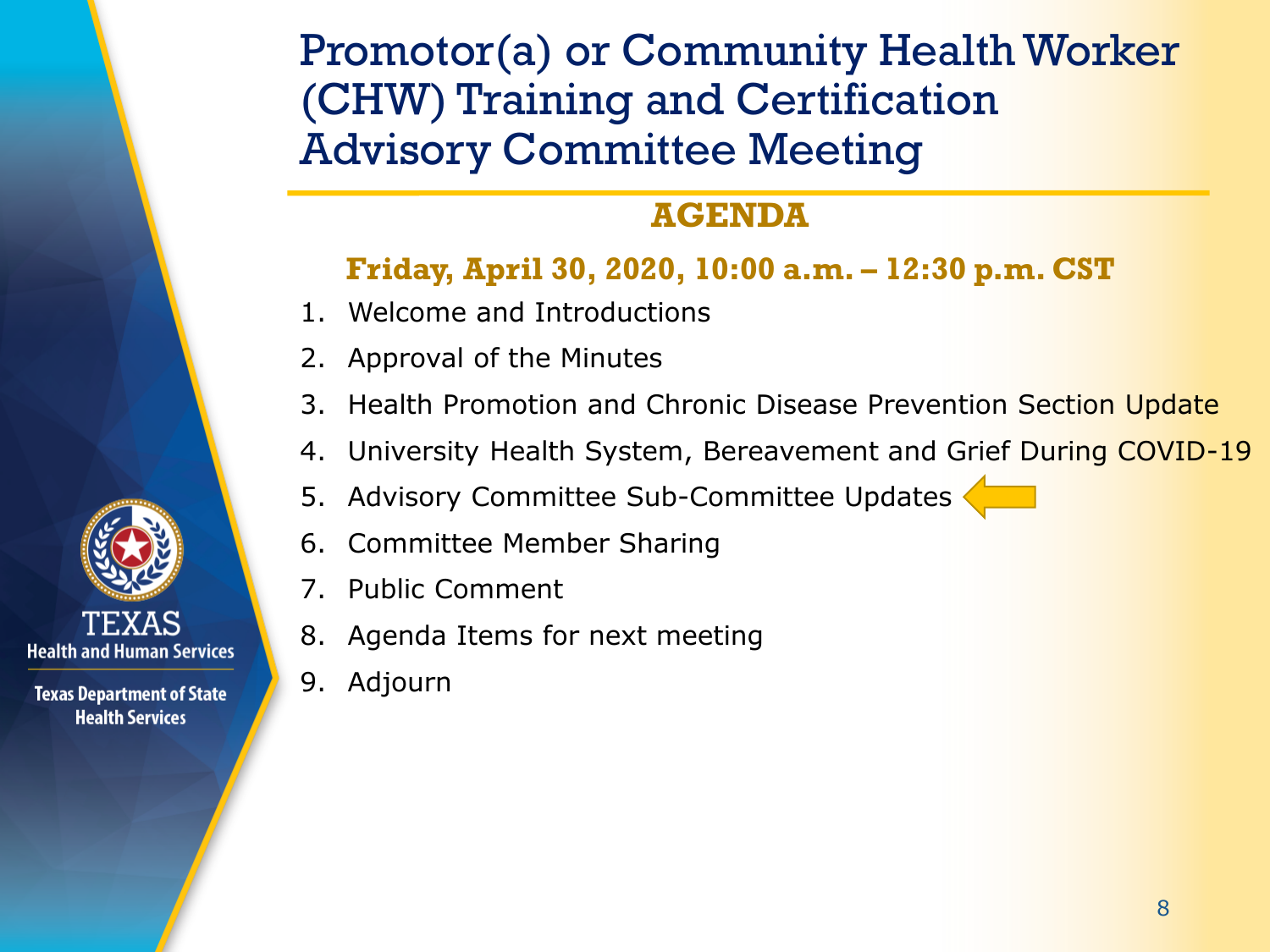# Promotor(a) or Community Health Worker (CHW) Training and Certification Advisory Committee Meeting

## AGENDA

**Friday, April 30, 2020, 10:00 a.m. – 12:30 p.m. CST**

1. Welcome and Introductions
2. Approval of the Minutes
3. Health Promotion and Chronic Disease Prevention Section Update
4. University Health System, Bereavement and Grief During COVID-19
5. Advisory Committee Sub-Committee Updates
6. Committee Member Sharing
7. Public Comment
8. Agenda Items for next meeting
9. Adjourn

TEXAS Health and Human Services

Texas Department of State Health Services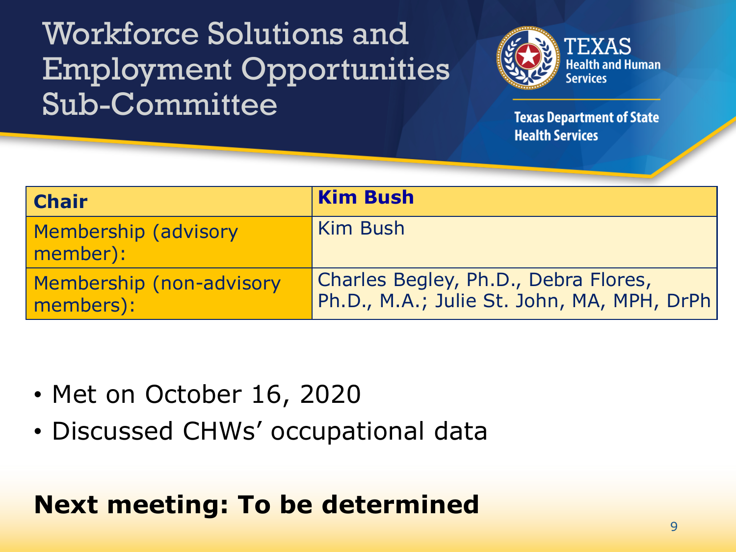# Workforce Solutions and Employment Opportunities Sub-Committee

TEXAS Health and Human Services

Texas Department of State Health Services

| Chair | Kim Bush |
| --- | --- |
| Membership (advisory member): | Kim Bush |
| Membership (non-advisory members): | Charles Begley, Ph.D., Debra Flores, Ph.D., M.A.; Julie St. John, MA, MPH, DrPh |

- Met on October 16, 2020
- Discussed CHWs' occupational data

**Next meeting: To be determined**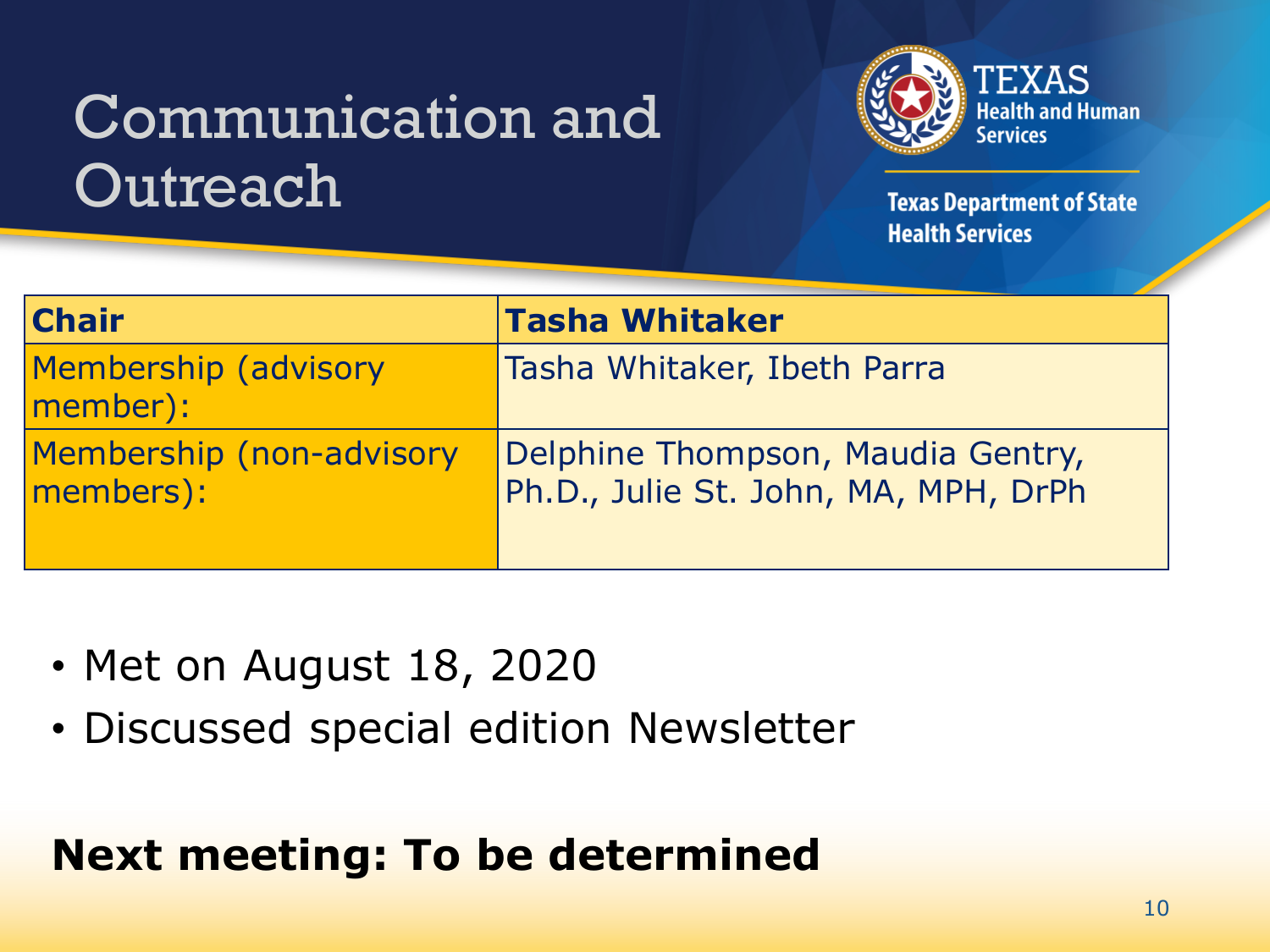# Communication and Outreach

TEXAS Health and Human Services

Texas Department of State Health Services

| Chair | Tasha Whitaker |
|---|---|
| Membership (advisory member): | Tasha Whitaker, Ibeth Parra |
| Membership (non-advisory members): | Delphine Thompson, Maudia Gentry, Ph.D., Julie St. John, MA, MPH, DrPh |

- Met on August 18, 2020
- Discussed special edition Newsletter

**Next meeting: To be determined**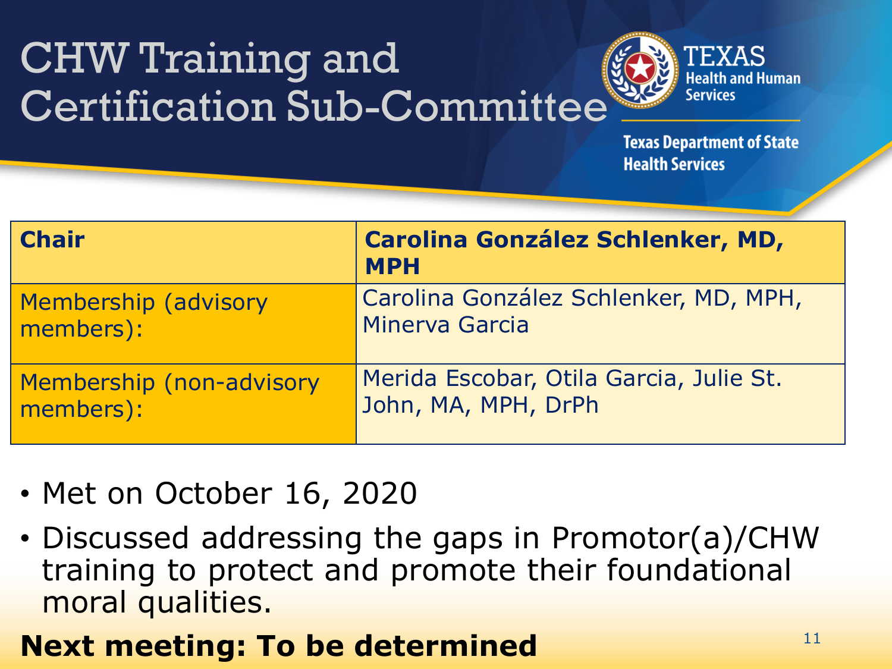# CHW Training and Certification Sub-Committee

| **Chair** | **Carolina González Schlenker, MD, MPH** |
|---|---|
| Membership (advisory members): | Carolina González Schlenker, MD, MPH, Minerva Garcia |
| Membership (non-advisory members): | Merida Escobar, Otila Garcia, Julie St. John, MA, MPH, DrPh |

- Met on October 16, 2020
- Discussed addressing the gaps in Promotor(a)/CHW training to protect and promote their foundational moral qualities.

**Next meeting: To be determined**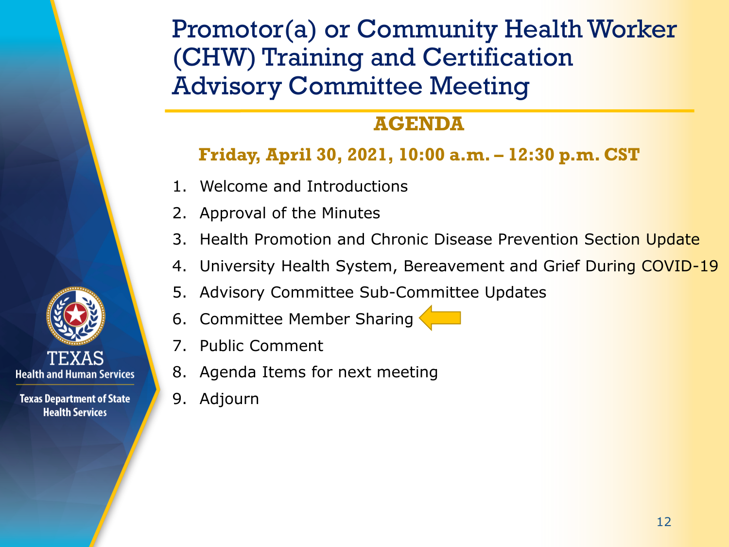# Promotor(a) or Community Health Worker (CHW) Training and Certification Advisory Committee Meeting

## AGENDA

**Friday, April 30, 2021, 10:00 a.m. – 12:30 p.m. CST**

1. Welcome and Introductions
2. Approval of the Minutes
3. Health Promotion and Chronic Disease Prevention Section Update
4. University Health System, Bereavement and Grief During COVID-19
5. Advisory Committee Sub-Committee Updates
6. Committee Member Sharing
7. Public Comment
8. Agenda Items for next meeting
9. Adjourn

TEXAS Health and Human Services

Texas Department of State Health Services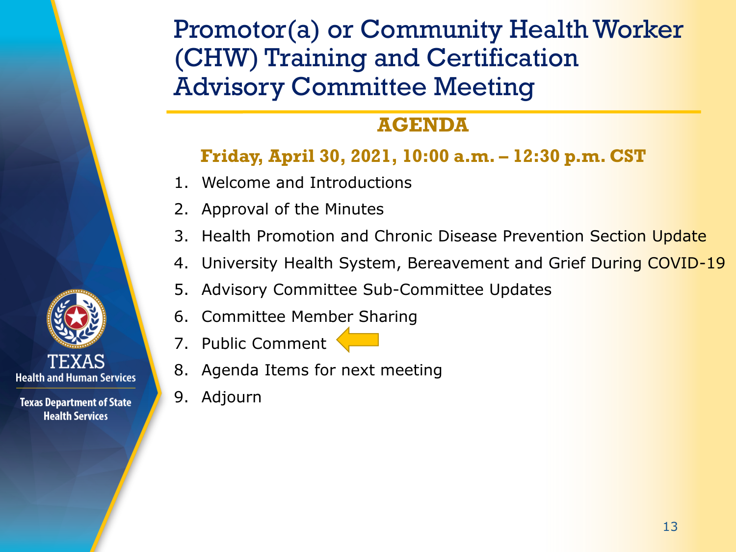# Promotor(a) or Community Health Worker (CHW) Training and Certification Advisory Committee Meeting

## AGENDA

**Friday, April 30, 2021, 10:00 a.m. – 12:30 p.m. CST**

1. Welcome and Introductions
2. Approval of the Minutes
3. Health Promotion and Chronic Disease Prevention Section Update
4. University Health System, Bereavement and Grief During COVID-19
5. Advisory Committee Sub-Committee Updates
6. Committee Member Sharing
7. Public Comment
8. Agenda Items for next meeting
9. Adjourn

TEXAS Health and Human Services

Texas Department of State Health Services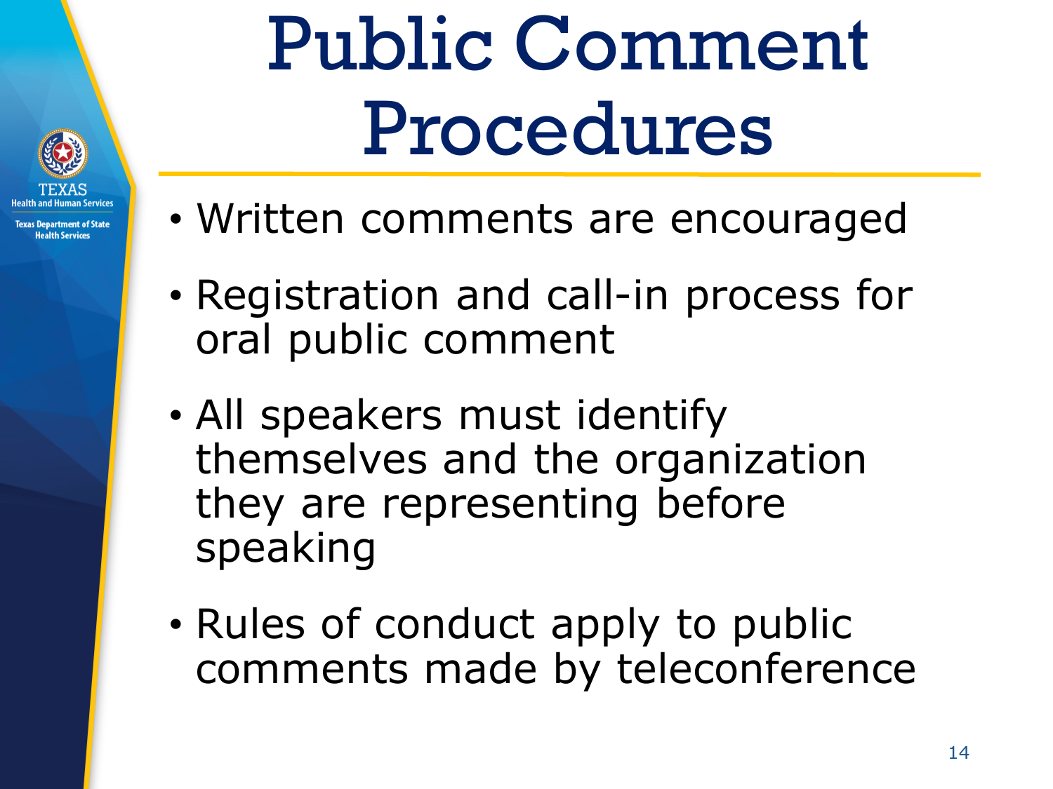# Public Comment Procedures

- Written comments are encouraged
- Registration and call-in process for oral public comment
- All speakers must identify themselves and the organization they are representing before speaking
- Rules of conduct apply to public comments made by teleconference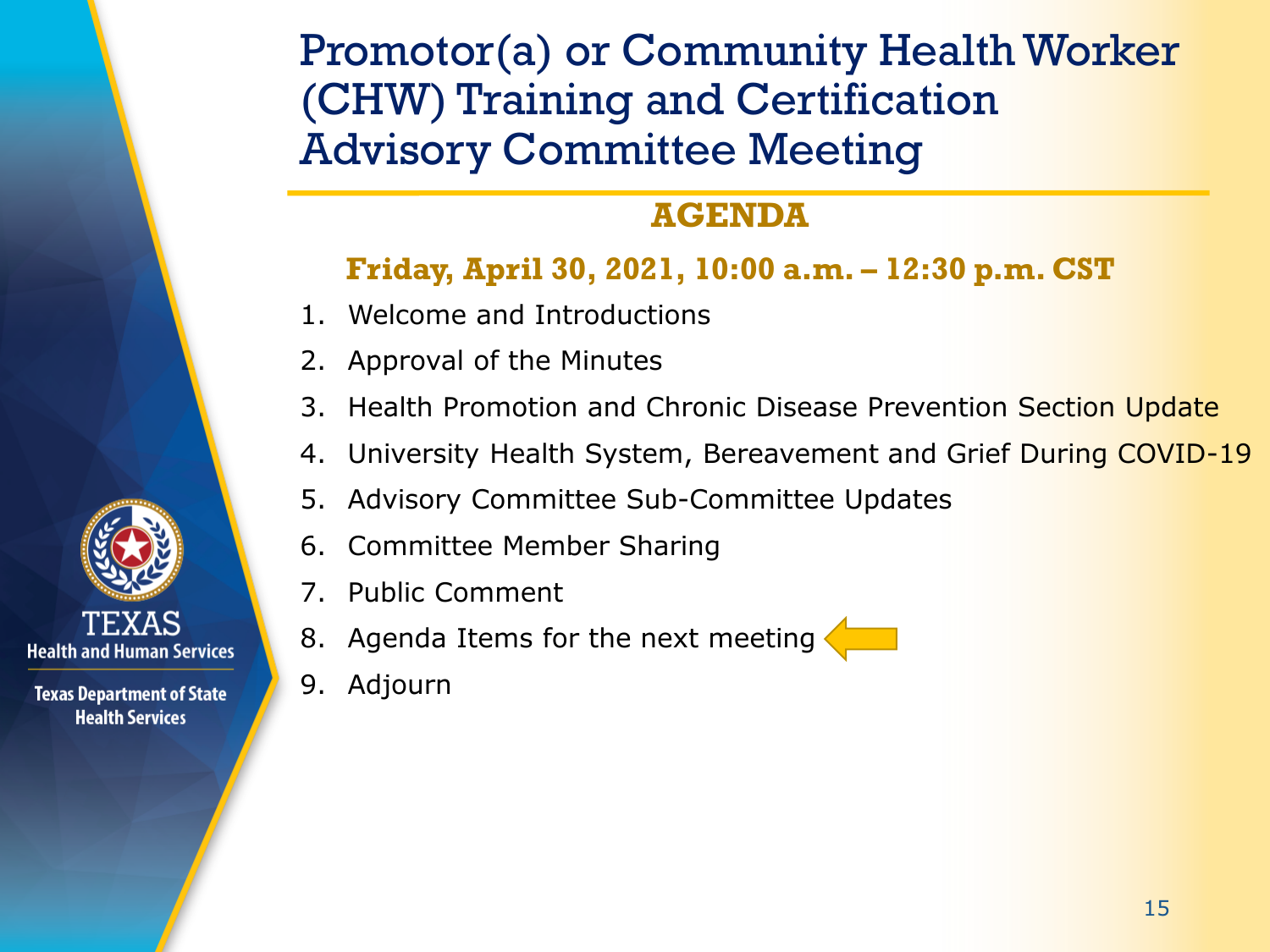# Promotor(a) or Community Health Worker (CHW) Training and Certification Advisory Committee Meeting

## AGENDA

**Friday, April 30, 2021, 10:00 a.m. – 12:30 p.m. CST**

1. Welcome and Introductions
2. Approval of the Minutes
3. Health Promotion and Chronic Disease Prevention Section Update
4. University Health System, Bereavement and Grief During COVID-19
5. Advisory Committee Sub-Committee Updates
6. Committee Member Sharing
7. Public Comment
8. Agenda Items for the next meeting
9. Adjourn

TEXAS Health and Human Services

Texas Department of State Health Services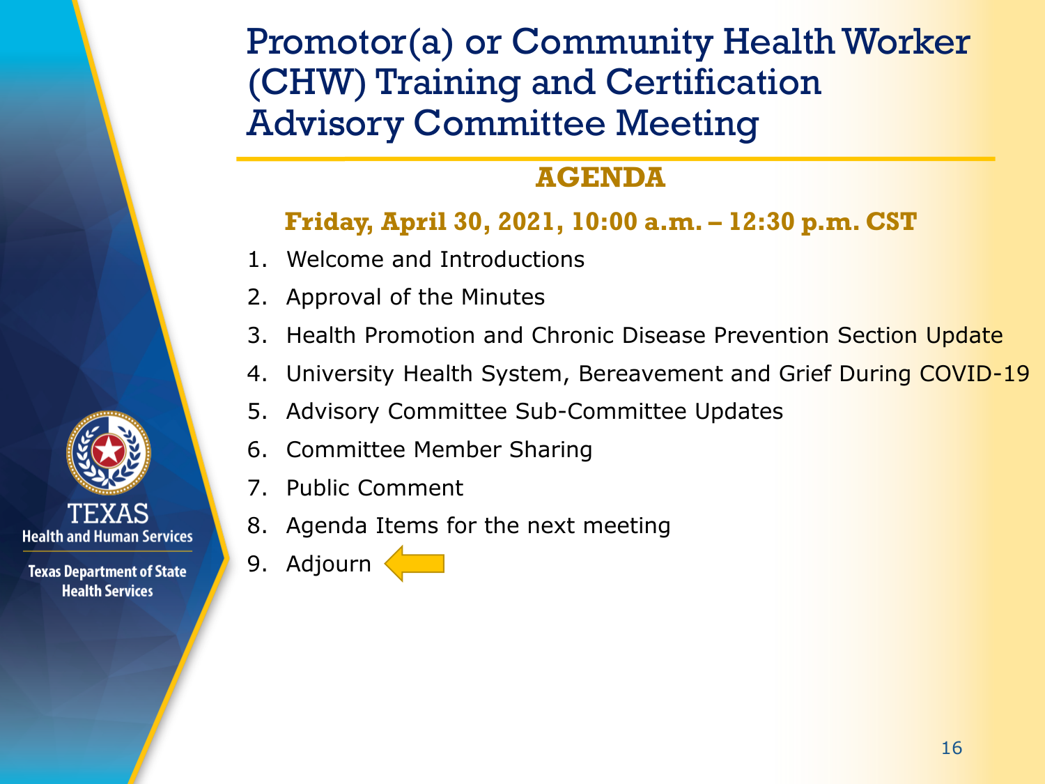# Promotor(a) or Community Health Worker (CHW) Training and Certification Advisory Committee Meeting

## AGENDA

**Friday, April 30, 2021, 10:00 a.m. – 12:30 p.m. CST**

1. Welcome and Introductions
2. Approval of the Minutes
3. Health Promotion and Chronic Disease Prevention Section Update
4. University Health System, Bereavement and Grief During COVID-19
5. Advisory Committee Sub-Committee Updates
6. Committee Member Sharing
7. Public Comment
8. Agenda Items for the next meeting
9. Adjourn

TEXAS Health and Human Services

Texas Department of State Health Services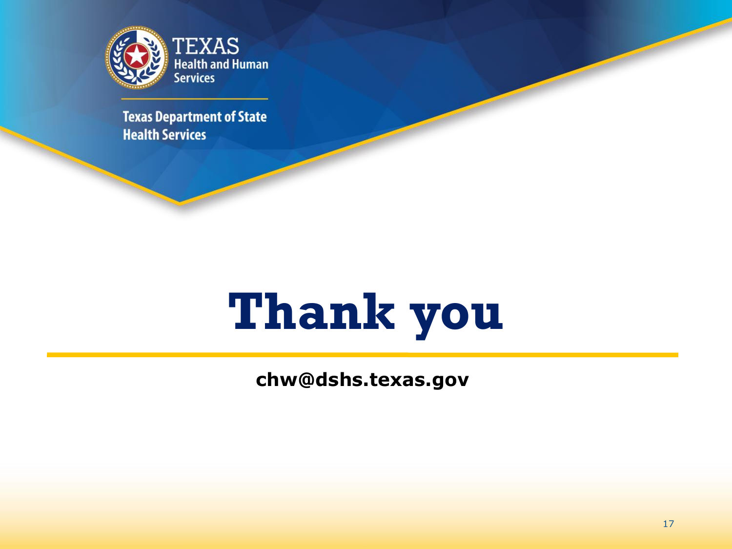TEXAS
Health and Human Services

Texas Department of State Health Services

# Thank you

chw@dshs.texas.gov